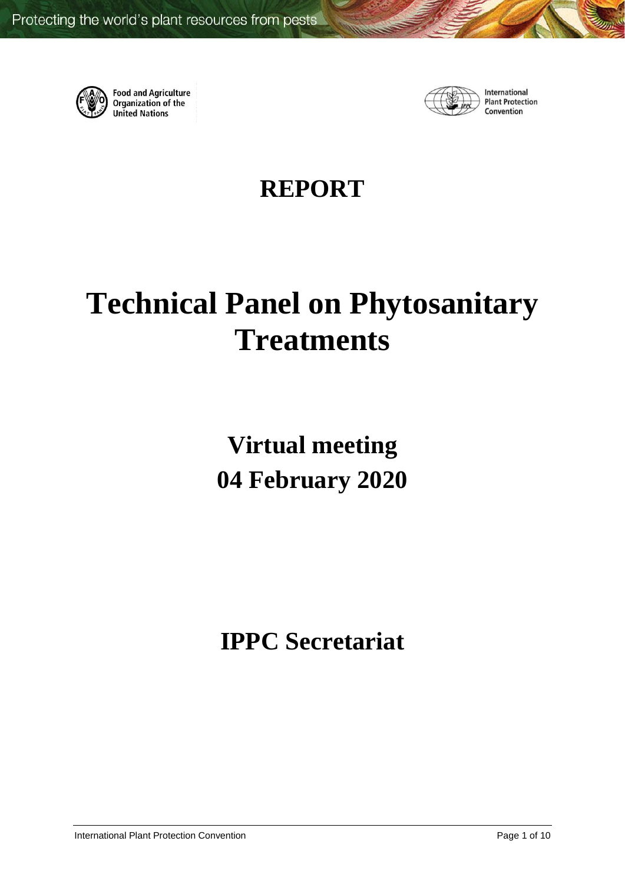Food and Agriculture Organization of the United Nations

International Plant Protection Convention

# REPORT

# Technical Panel on Phytosanitary Treatments

## Virtual meeting
## 04 February 2020

## IPPC Secretariat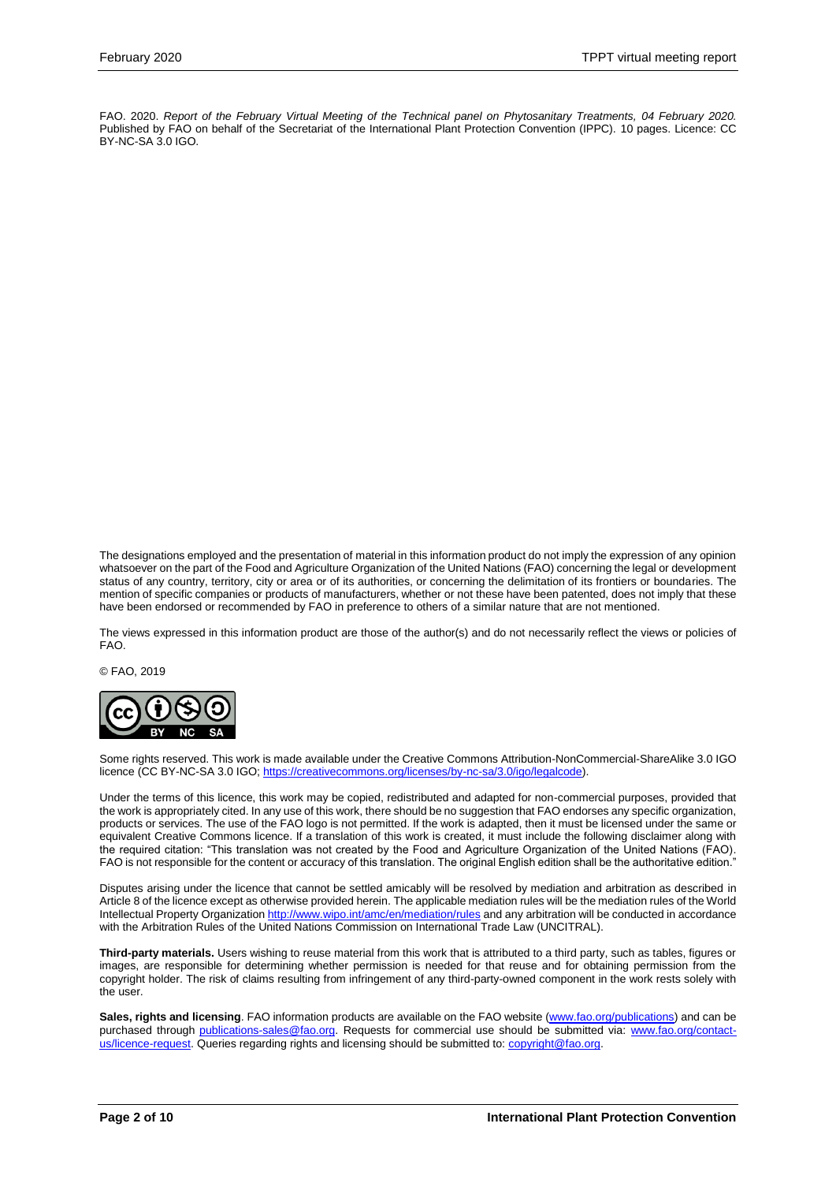FAO. 2020. *Report of the February Virtual Meeting of the Technical panel on Phytosanitary Treatments, 04 February 2020.* Published by FAO on behalf of the Secretariat of the International Plant Protection Convention (IPPC). 10 pages. Licence: CC BY-NC-SA 3.0 IGO.

The designations employed and the presentation of material in this information product do not imply the expression of any opinion whatsoever on the part of the Food and Agriculture Organization of the United Nations (FAO) concerning the legal or development status of any country, territory, city or area or of its authorities, or concerning the delimitation of its frontiers or boundaries. The mention of specific companies or products of manufacturers, whether or not these have been patented, does not imply that these have been endorsed or recommended by FAO in preference to others of a similar nature that are not mentioned.

The views expressed in this information product are those of the author(s) and do not necessarily reflect the views or policies of FAO.

© FAO, 2019

Some rights reserved. This work is made available under the Creative Commons Attribution-NonCommercial-ShareAlike 3.0 IGO licence (CC BY-NC-SA 3.0 IGO; https://creativecommons.org/licenses/by-nc-sa/3.0/igo/legalcode).

Under the terms of this licence, this work may be copied, redistributed and adapted for non-commercial purposes, provided that the work is appropriately cited. In any use of this work, there should be no suggestion that FAO endorses any specific organization, products or services. The use of the FAO logo is not permitted. If the work is adapted, then it must be licensed under the same or equivalent Creative Commons licence. If a translation of this work is created, it must include the following disclaimer along with the required citation: "This translation was not created by the Food and Agriculture Organization of the United Nations (FAO). FAO is not responsible for the content or accuracy of this translation. The original English edition shall be the authoritative edition."

Disputes arising under the licence that cannot be settled amicably will be resolved by mediation and arbitration as described in Article 8 of the licence except as otherwise provided herein. The applicable mediation rules will be the mediation rules of the World Intellectual Property Organization http://www.wipo.int/amc/en/mediation/rules and any arbitration will be conducted in accordance with the Arbitration Rules of the United Nations Commission on International Trade Law (UNCITRAL).

**Third-party materials.** Users wishing to reuse material from this work that is attributed to a third party, such as tables, figures or images, are responsible for determining whether permission is needed for that reuse and for obtaining permission from the copyright holder. The risk of claims resulting from infringement of any third-party-owned component in the work rests solely with the user.

**Sales, rights and licensing**. FAO information products are available on the FAO website (www.fao.org/publications) and can be purchased through publications-sales@fao.org. Requests for commercial use should be submitted via: www.fao.org/contact-us/licence-request. Queries regarding rights and licensing should be submitted to: copyright@fao.org.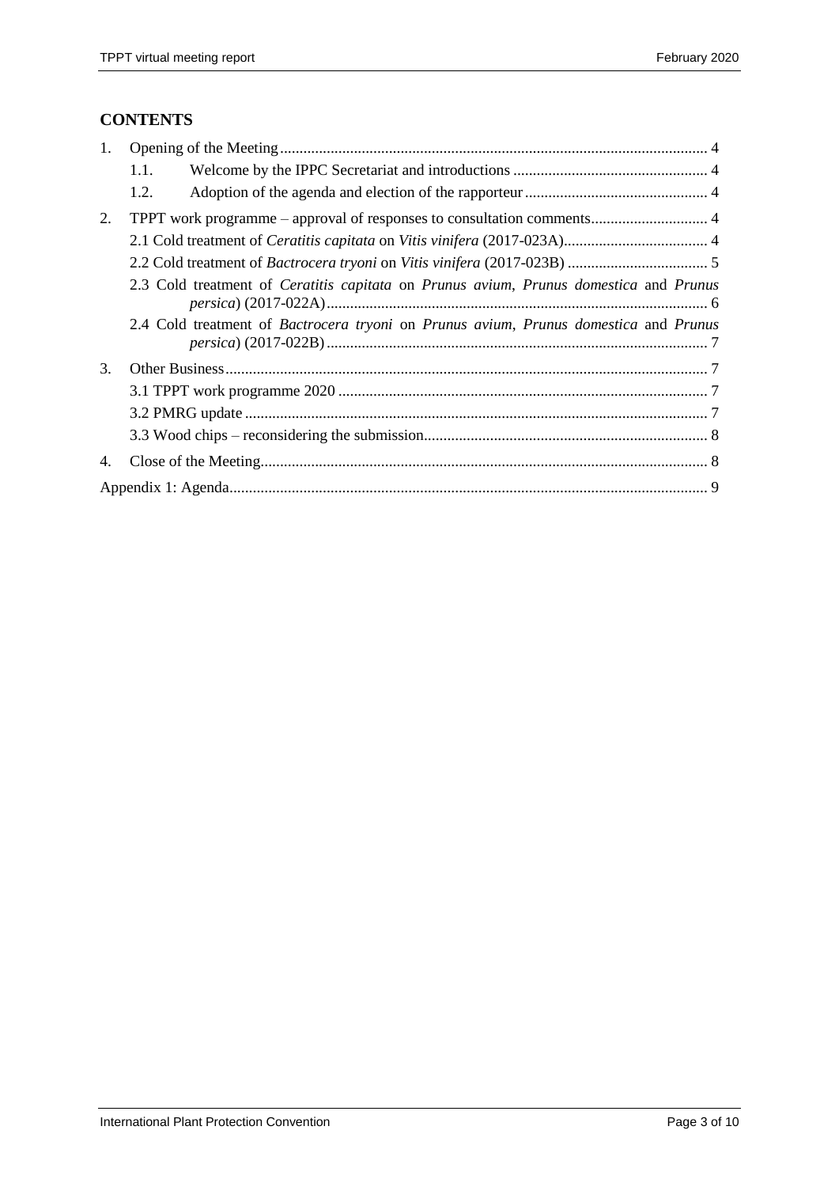## CONTENTS

1. Opening of the Meeting ..... 4
   - 1.1. Welcome by the IPPC Secretariat and introductions ..... 4
   - 1.2. Adoption of the agenda and election of the rapporteur ..... 4
2. TPPT work programme – approval of responses to consultation comments ..... 4
   - 2.1 Cold treatment of *Ceratitis capitata* on *Vitis vinifera* (2017-023A) ..... 4
   - 2.2 Cold treatment of *Bactrocera tryoni* on *Vitis vinifera* (2017-023B) ..... 5
   - 2.3 Cold treatment of *Ceratitis capitata* on *Prunus avium*, *Prunus domestica* and *Prunus persica*) (2017-022A) ..... 6
   - 2.4 Cold treatment of *Bactrocera tryoni* on *Prunus avium*, *Prunus domestica* and *Prunus persica*) (2017-022B) ..... 7
3. Other Business ..... 7
   - 3.1 TPPT work programme 2020 ..... 7
   - 3.2 PMRG update ..... 7
   - 3.3 Wood chips – reconsidering the submission ..... 8
4. Close of the Meeting ..... 8

Appendix 1: Agenda ..... 9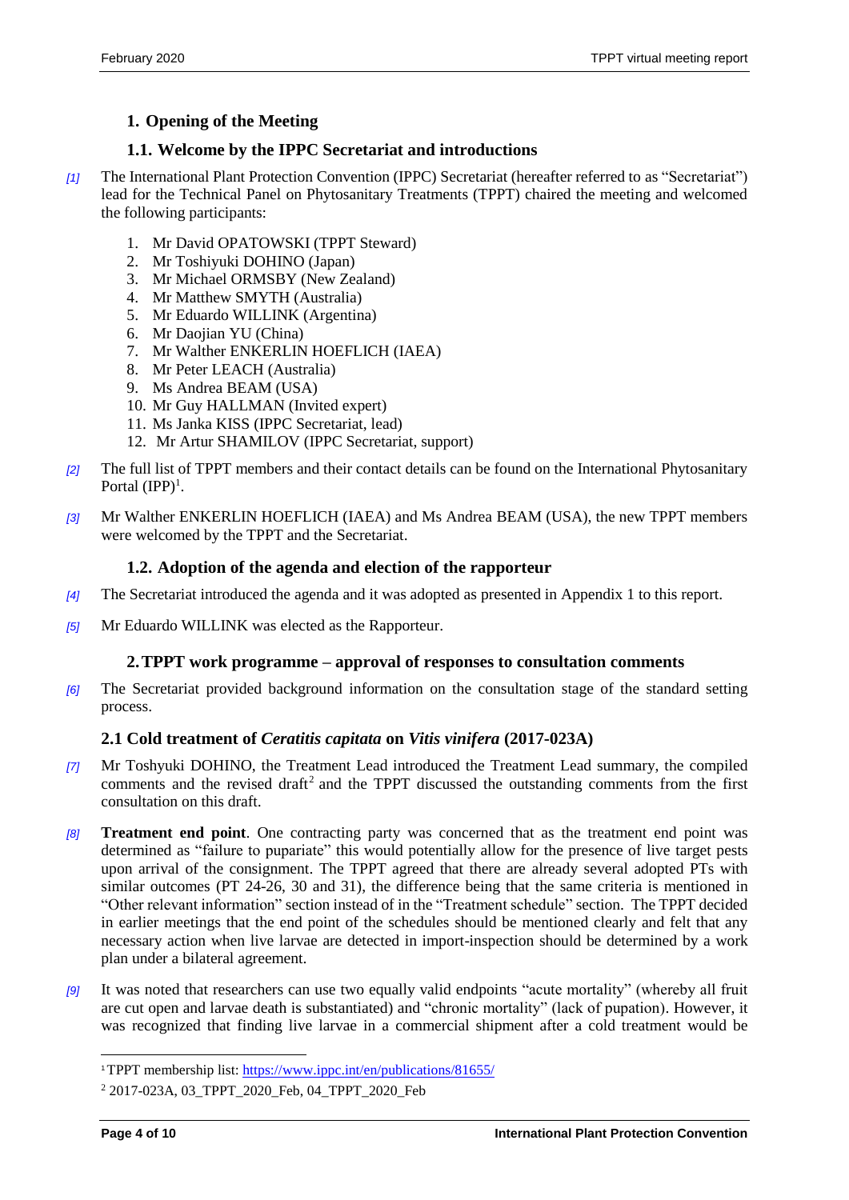## 1. Opening of the Meeting

### 1.1. Welcome by the IPPC Secretariat and introductions

*[1]* The International Plant Protection Convention (IPPC) Secretariat (hereafter referred to as "Secretariat") lead for the Technical Panel on Phytosanitary Treatments (TPPT) chaired the meeting and welcomed the following participants:

1. Mr David OPATOWSKI (TPPT Steward)
2. Mr Toshiyuki DOHINO (Japan)
3. Mr Michael ORMSBY (New Zealand)
4. Mr Matthew SMYTH (Australia)
5. Mr Eduardo WILLINK (Argentina)
6. Mr Daojian YU (China)
7. Mr Walther ENKERLIN HOEFLICH (IAEA)
8. Mr Peter LEACH (Australia)
9. Ms Andrea BEAM (USA)
10. Mr Guy HALLMAN (Invited expert)
11. Ms Janka KISS (IPPC Secretariat, lead)
12. Mr Artur SHAMILOV (IPPC Secretariat, support)

*[2]* The full list of TPPT members and their contact details can be found on the International Phytosanitary Portal (IPP)[1].

*[3]* Mr Walther ENKERLIN HOEFLICH (IAEA) and Ms Andrea BEAM (USA), the new TPPT members were welcomed by the TPPT and the Secretariat.

### 1.2. Adoption of the agenda and election of the rapporteur

*[4]* The Secretariat introduced the agenda and it was adopted as presented in Appendix 1 to this report.

*[5]* Mr Eduardo WILLINK was elected as the Rapporteur.

## 2. TPPT work programme – approval of responses to consultation comments

*[6]* The Secretariat provided background information on the consultation stage of the standard setting process.

### 2.1 Cold treatment of *Ceratitis capitata* on *Vitis vinifera* (2017-023A)

*[7]* Mr Toshyuki DOHINO, the Treatment Lead introduced the Treatment Lead summary, the compiled comments and the revised draft[2] and the TPPT discussed the outstanding comments from the first consultation on this draft.

*[8]* **Treatment end point**. One contracting party was concerned that as the treatment end point was determined as "failure to pupariate" this would potentially allow for the presence of live target pests upon arrival of the consignment. The TPPT agreed that there are already several adopted PTs with similar outcomes (PT 24-26, 30 and 31), the difference being that the same criteria is mentioned in "Other relevant information" section instead of in the "Treatment schedule" section. The TPPT decided in earlier meetings that the end point of the schedules should be mentioned clearly and felt that any necessary action when live larvae are detected in import-inspection should be determined by a work plan under a bilateral agreement.

*[9]* It was noted that researchers can use two equally valid endpoints "acute mortality" (whereby all fruit are cut open and larvae death is substantiated) and "chronic mortality" (lack of pupation). However, it was recognized that finding live larvae in a commercial shipment after a cold treatment would be

---

[1] TPPT membership list: https://www.ippc.int/en/publications/81655/

[2] 2017-023A, 03_TPPT_2020_Feb, 04_TPPT_2020_Feb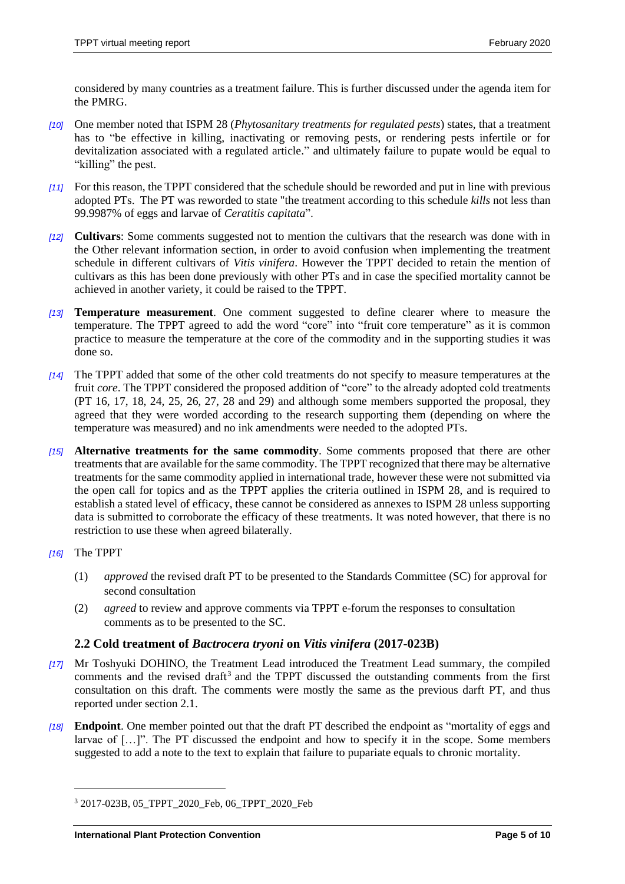considered by many countries as a treatment failure. This is further discussed under the agenda item for the PMRG.

*[10]* One member noted that ISPM 28 (*Phytosanitary treatments for regulated pests*) states, that a treatment has to "be effective in killing, inactivating or removing pests, or rendering pests infertile or for devitalization associated with a regulated article." and ultimately failure to pupate would be equal to "killing" the pest.

*[11]* For this reason, the TPPT considered that the schedule should be reworded and put in line with previous adopted PTs. The PT was reworded to state "the treatment according to this schedule *kills* not less than 99.9987% of eggs and larvae of *Ceratitis capitata*".

*[12]* **Cultivars**: Some comments suggested not to mention the cultivars that the research was done with in the Other relevant information section, in order to avoid confusion when implementing the treatment schedule in different cultivars of *Vitis vinifera*. However the TPPT decided to retain the mention of cultivars as this has been done previously with other PTs and in case the specified mortality cannot be achieved in another variety, it could be raised to the TPPT.

*[13]* **Temperature measurement**. One comment suggested to define clearer where to measure the temperature. The TPPT agreed to add the word "core" into "fruit core temperature" as it is common practice to measure the temperature at the core of the commodity and in the supporting studies it was done so.

*[14]* The TPPT added that some of the other cold treatments do not specify to measure temperatures at the fruit *core*. The TPPT considered the proposed addition of "core" to the already adopted cold treatments (PT 16, 17, 18, 24, 25, 26, 27, 28 and 29) and although some members supported the proposal, they agreed that they were worded according to the research supporting them (depending on where the temperature was measured) and no ink amendments were needed to the adopted PTs.

*[15]* **Alternative treatments for the same commodity**. Some comments proposed that there are other treatments that are available for the same commodity. The TPPT recognized that there may be alternative treatments for the same commodity applied in international trade, however these were not submitted via the open call for topics and as the TPPT applies the criteria outlined in ISPM 28, and is required to establish a stated level of efficacy, these cannot be considered as annexes to ISPM 28 unless supporting data is submitted to corroborate the efficacy of these treatments. It was noted however, that there is no restriction to use these when agreed bilaterally.

*[16]* The TPPT

(1) *approved* the revised draft PT to be presented to the Standards Committee (SC) for approval for second consultation

(2) *agreed* to review and approve comments via TPPT e-forum the responses to consultation comments as to be presented to the SC.

### 2.2 Cold treatment of *Bactrocera tryoni* on *Vitis vinifera* (2017-023B)

*[17]* Mr Toshyuki DOHINO, the Treatment Lead introduced the Treatment Lead summary, the compiled comments and the revised draft[3] and the TPPT discussed the outstanding comments from the first consultation on this draft. The comments were mostly the same as the previous darft PT, and thus reported under section 2.1.

*[18]* **Endpoint**. One member pointed out that the draft PT described the endpoint as "mortality of eggs and larvae of […]". The PT discussed the endpoint and how to specify it in the scope. Some members suggested to add a note to the text to explain that failure to pupariate equals to chronic mortality.

---

[3] 2017-023B, 05_TPPT_2020_Feb, 06_TPPT_2020_Feb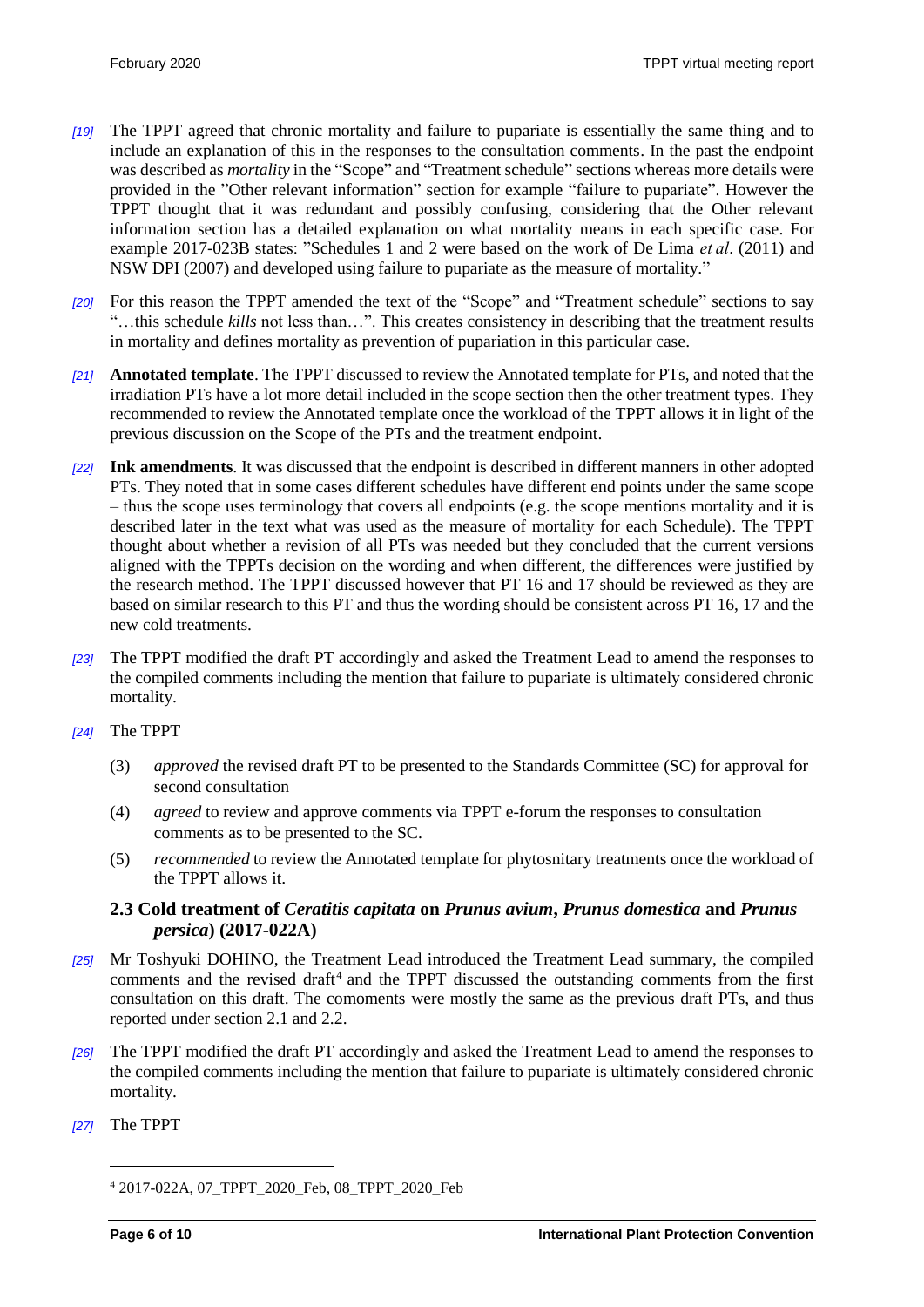*[19]* The TPPT agreed that chronic mortality and failure to pupariate is essentially the same thing and to include an explanation of this in the responses to the consultation comments. In the past the endpoint was described as *mortality* in the "Scope" and "Treatment schedule" sections whereas more details were provided in the "Other relevant information" section for example "failure to pupariate". However the TPPT thought that it was redundant and possibly confusing, considering that the Other relevant information section has a detailed explanation on what mortality means in each specific case. For example 2017-023B states: "Schedules 1 and 2 were based on the work of De Lima *et al*. (2011) and NSW DPI (2007) and developed using failure to pupariate as the measure of mortality."

*[20]* For this reason the TPPT amended the text of the "Scope" and "Treatment schedule" sections to say "…this schedule *kills* not less than…". This creates consistency in describing that the treatment results in mortality and defines mortality as prevention of pupariation in this particular case.

*[21]* **Annotated template**. The TPPT discussed to review the Annotated template for PTs, and noted that the irradiation PTs have a lot more detail included in the scope section then the other treatment types. They recommended to review the Annotated template once the workload of the TPPT allows it in light of the previous discussion on the Scope of the PTs and the treatment endpoint.

*[22]* **Ink amendments**. It was discussed that the endpoint is described in different manners in other adopted PTs. They noted that in some cases different schedules have different end points under the same scope – thus the scope uses terminology that covers all endpoints (e.g. the scope mentions mortality and it is described later in the text what was used as the measure of mortality for each Schedule). The TPPT thought about whether a revision of all PTs was needed but they concluded that the current versions aligned with the TPPTs decision on the wording and when different, the differences were justified by the research method. The TPPT discussed however that PT 16 and 17 should be reviewed as they are based on similar research to this PT and thus the wording should be consistent across PT 16, 17 and the new cold treatments.

*[23]* The TPPT modified the draft PT accordingly and asked the Treatment Lead to amend the responses to the compiled comments including the mention that failure to pupariate is ultimately considered chronic mortality.

*[24]* The TPPT

(3) *approved* the revised draft PT to be presented to the Standards Committee (SC) for approval for second consultation

(4) *agreed* to review and approve comments via TPPT e-forum the responses to consultation comments as to be presented to the SC.

(5) *recommended* to review the Annotated template for phytosnitary treatments once the workload of the TPPT allows it.

### 2.3 Cold treatment of *Ceratitis capitata* on *Prunus avium*, *Prunus domestica* and *Prunus persica*) (2017-022A)

*[25]* Mr Toshyuki DOHINO, the Treatment Lead introduced the Treatment Lead summary, the compiled comments and the revised draft[4] and the TPPT discussed the outstanding comments from the first consultation on this draft. The comoments were mostly the same as the previous draft PTs, and thus reported under section 2.1 and 2.2.

*[26]* The TPPT modified the draft PT accordingly and asked the Treatment Lead to amend the responses to the compiled comments including the mention that failure to pupariate is ultimately considered chronic mortality.

*[27]* The TPPT

[4] 2017-022A, 07_TPPT_2020_Feb, 08_TPPT_2020_Feb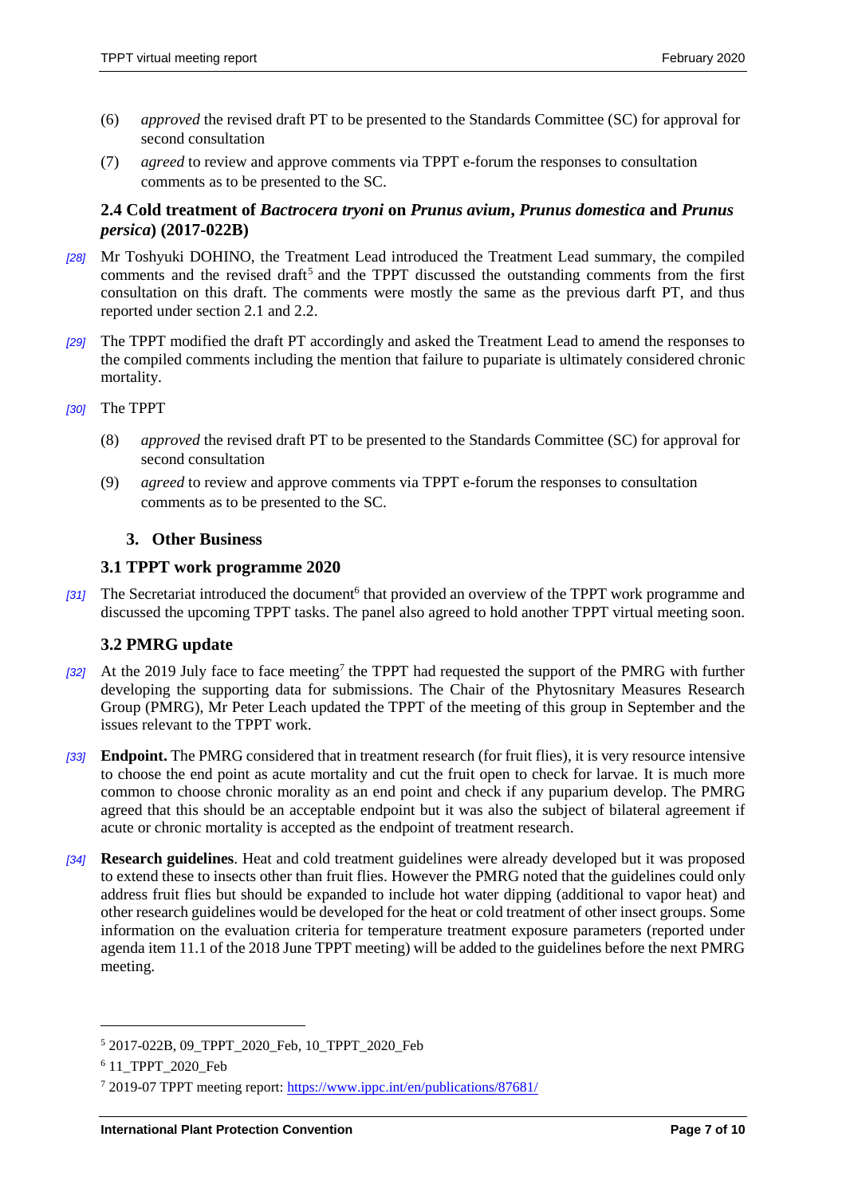(6) *approved* the revised draft PT to be presented to the Standards Committee (SC) for approval for second consultation

(7) *agreed* to review and approve comments via TPPT e-forum the responses to consultation comments as to be presented to the SC.

### 2.4 Cold treatment of *Bactrocera tryoni* on *Prunus avium*, *Prunus domestica* and *Prunus persica*) (2017-022B)

*[28]* Mr Toshyuki DOHINO, the Treatment Lead introduced the Treatment Lead summary, the compiled comments and the revised draft[5] and the TPPT discussed the outstanding comments from the first consultation on this draft. The comments were mostly the same as the previous darft PT, and thus reported under section 2.1 and 2.2.

*[29]* The TPPT modified the draft PT accordingly and asked the Treatment Lead to amend the responses to the compiled comments including the mention that failure to pupariate is ultimately considered chronic mortality.

*[30]* The TPPT

(8) *approved* the revised draft PT to be presented to the Standards Committee (SC) for approval for second consultation

(9) *agreed* to review and approve comments via TPPT e-forum the responses to consultation comments as to be presented to the SC.

## 3. Other Business

### 3.1 TPPT work programme 2020

*[31]* The Secretariat introduced the document[6] that provided an overview of the TPPT work programme and discussed the upcoming TPPT tasks. The panel also agreed to hold another TPPT virtual meeting soon.

### 3.2 PMRG update

*[32]* At the 2019 July face to face meeting[7] the TPPT had requested the support of the PMRG with further developing the supporting data for submissions. The Chair of the Phytosnitary Measures Research Group (PMRG), Mr Peter Leach updated the TPPT of the meeting of this group in September and the issues relevant to the TPPT work.

*[33]* **Endpoint.** The PMRG considered that in treatment research (for fruit flies), it is very resource intensive to choose the end point as acute mortality and cut the fruit open to check for larvae. It is much more common to choose chronic morality as an end point and check if any puparium develop. The PMRG agreed that this should be an acceptable endpoint but it was also the subject of bilateral agreement if acute or chronic mortality is accepted as the endpoint of treatment research.

*[34]* **Research guidelines**. Heat and cold treatment guidelines were already developed but it was proposed to extend these to insects other than fruit flies. However the PMRG noted that the guidelines could only address fruit flies but should be expanded to include hot water dipping (additional to vapor heat) and other research guidelines would be developed for the heat or cold treatment of other insect groups. Some information on the evaluation criteria for temperature treatment exposure parameters (reported under agenda item 11.1 of the 2018 June TPPT meeting) will be added to the guidelines before the next PMRG meeting.

---

[5] 2017-022B, 09_TPPT_2020_Feb, 10_TPPT_2020_Feb

[6] 11_TPPT_2020_Feb

[7] 2019-07 TPPT meeting report: https://www.ippc.int/en/publications/87681/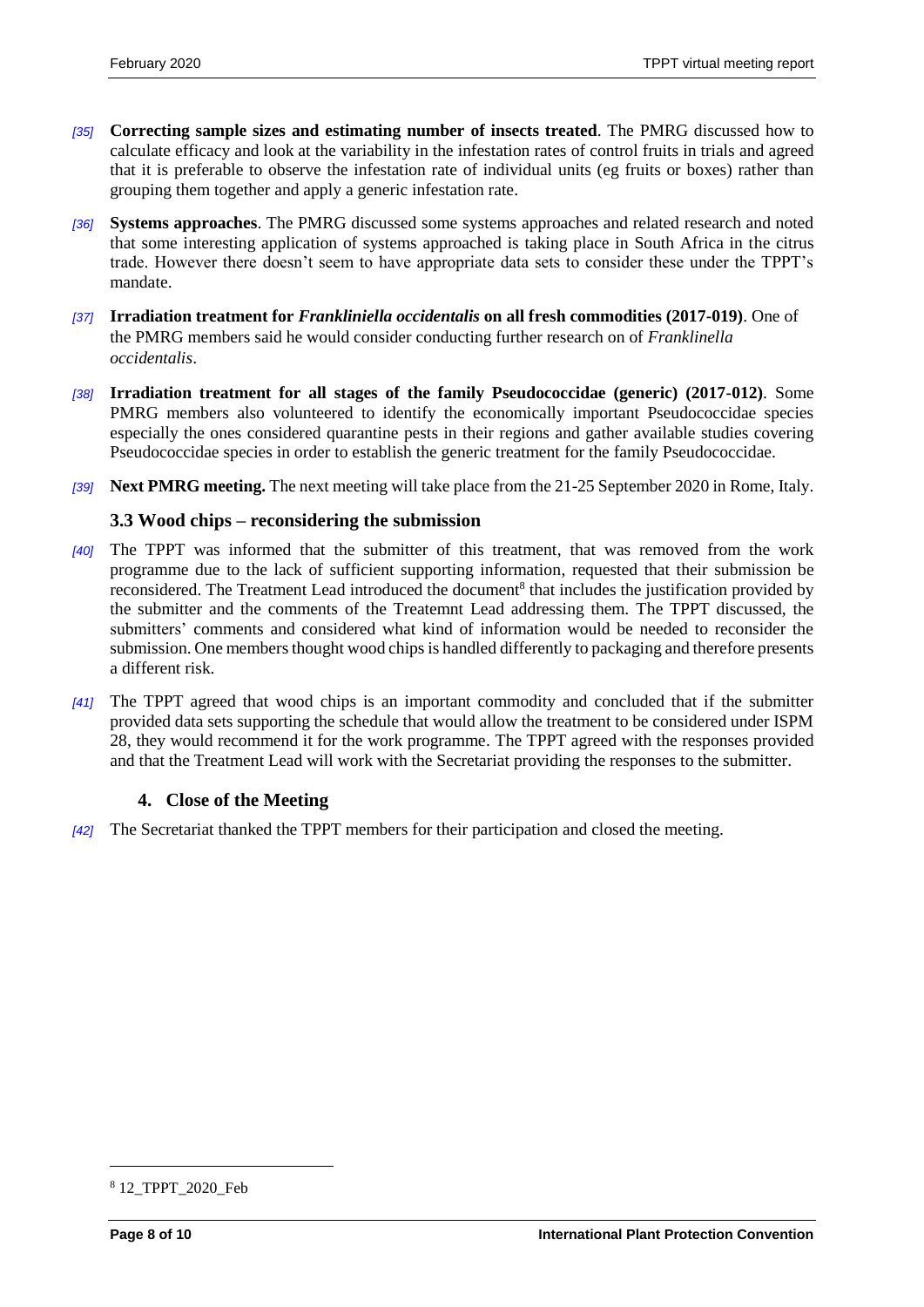*[35]* **Correcting sample sizes and estimating number of insects treated**. The PMRG discussed how to calculate efficacy and look at the variability in the infestation rates of control fruits in trials and agreed that it is preferable to observe the infestation rate of individual units (eg fruits or boxes) rather than grouping them together and apply a generic infestation rate.

*[36]* **Systems approaches**. The PMRG discussed some systems approaches and related research and noted that some interesting application of systems approached is taking place in South Africa in the citrus trade. However there doesn't seem to have appropriate data sets to consider these under the TPPT's mandate.

*[37]* **Irradiation treatment for *Frankliniella occidentalis* on all fresh commodities (2017-019)**. One of the PMRG members said he would consider conducting further research on of *Franklinella occidentalis*.

*[38]* **Irradiation treatment for all stages of the family Pseudococcidae (generic) (2017-012)**. Some PMRG members also volunteered to identify the economically important Pseudococcidae species especially the ones considered quarantine pests in their regions and gather available studies covering Pseudococcidae species in order to establish the generic treatment for the family Pseudococcidae.

*[39]* **Next PMRG meeting.** The next meeting will take place from the 21-25 September 2020 in Rome, Italy.

### 3.3 Wood chips – reconsidering the submission

*[40]* The TPPT was informed that the submitter of this treatment, that was removed from the work programme due to the lack of sufficient supporting information, requested that their submission be reconsidered. The Treatment Lead introduced the document[8] that includes the justification provided by the submitter and the comments of the Treatemnt Lead addressing them. The TPPT discussed, the submitters' comments and considered what kind of information would be needed to reconsider the submission. One members thought wood chips is handled differently to packaging and therefore presents a different risk.

*[41]* The TPPT agreed that wood chips is an important commodity and concluded that if the submitter provided data sets supporting the schedule that would allow the treatment to be considered under ISPM 28, they would recommend it for the work programme. The TPPT agreed with the responses provided and that the Treatment Lead will work with the Secretariat providing the responses to the submitter.

## 4. Close of the Meeting

*[42]* The Secretariat thanked the TPPT members for their participation and closed the meeting.

---

[8] 12_TPPT_2020_Feb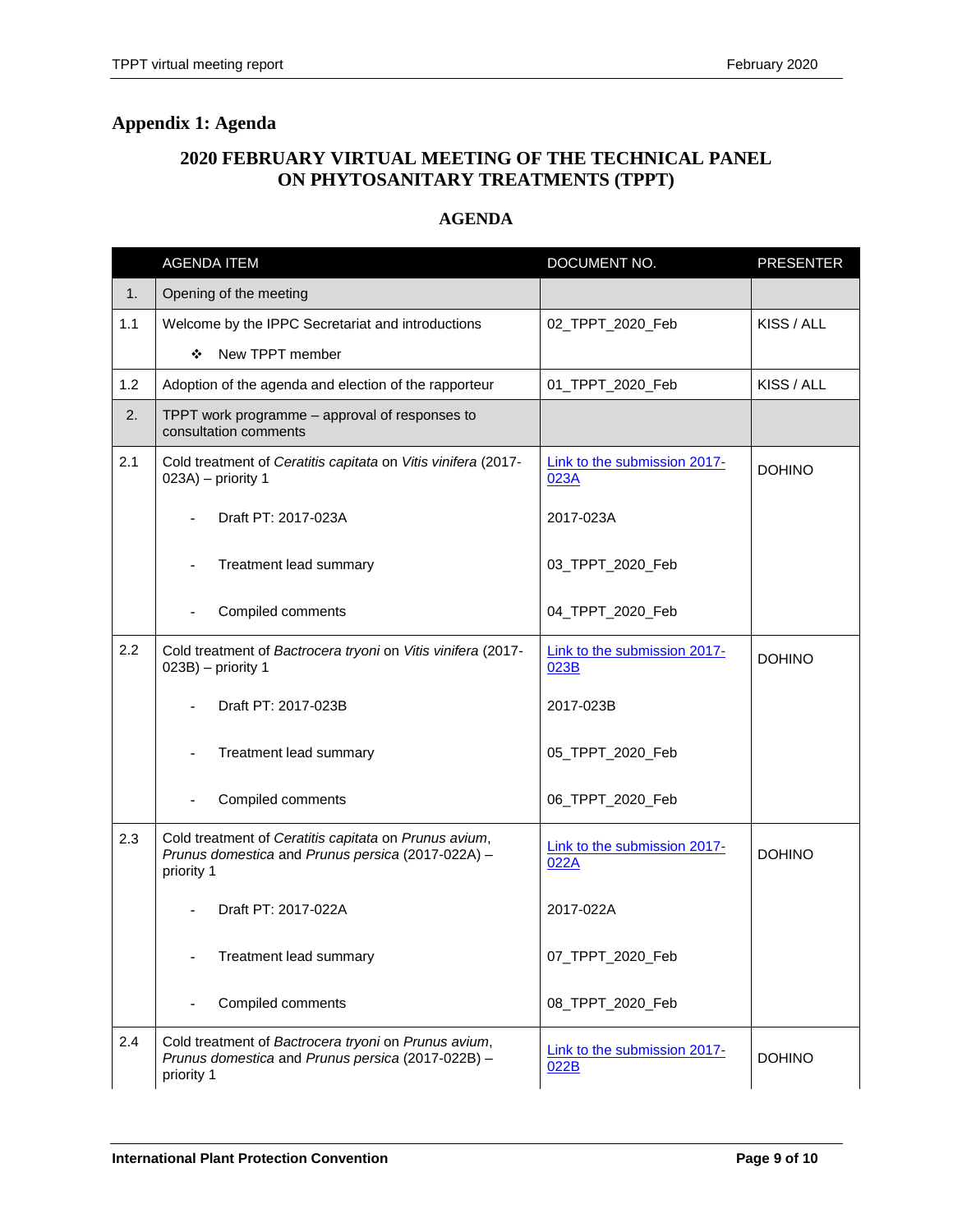## Appendix 1: Agenda

### 2020 FEBRUARY VIRTUAL MEETING OF THE TECHNICAL PANEL ON PHYTOSANITARY TREATMENTS (TPPT)

### AGENDA

| | AGENDA ITEM | DOCUMENT NO. | PRESENTER |
|---|---|---|---|
| 1. | Opening of the meeting | | |
| 1.1 | Welcome by the IPPC Secretariat and introductions<br>❖ New TPPT member | 02_TPPT_2020_Feb | KISS / ALL |
| 1.2 | Adoption of the agenda and election of the rapporteur | 01_TPPT_2020_Feb | KISS / ALL |
| 2. | TPPT work programme – approval of responses to consultation comments | | |
| 2.1 | Cold treatment of *Ceratitis capitata* on *Vitis vinifera* (2017-023A) – priority 1 | Link to the submission 2017-023A | DOHINO |
| | - Draft PT: 2017-023A | 2017-023A | |
| | - Treatment lead summary | 03_TPPT_2020_Feb | |
| | - Compiled comments | 04_TPPT_2020_Feb | |
| 2.2 | Cold treatment of *Bactrocera tryoni* on *Vitis vinifera* (2017-023B) – priority 1 | Link to the submission 2017-023B | DOHINO |
| | - Draft PT: 2017-023B | 2017-023B | |
| | - Treatment lead summary | 05_TPPT_2020_Feb | |
| | - Compiled comments | 06_TPPT_2020_Feb | |
| 2.3 | Cold treatment of *Ceratitis capitata* on *Prunus avium*, *Prunus domestica* and *Prunus persica* (2017-022A) – priority 1 | Link to the submission 2017-022A | DOHINO |
| | - Draft PT: 2017-022A | 2017-022A | |
| | - Treatment lead summary | 07_TPPT_2020_Feb | |
| | - Compiled comments | 08_TPPT_2020_Feb | |
| 2.4 | Cold treatment of *Bactrocera tryoni* on *Prunus avium*, *Prunus domestica* and *Prunus persica* (2017-022B) – priority 1 | Link to the submission 2017-022B | DOHINO |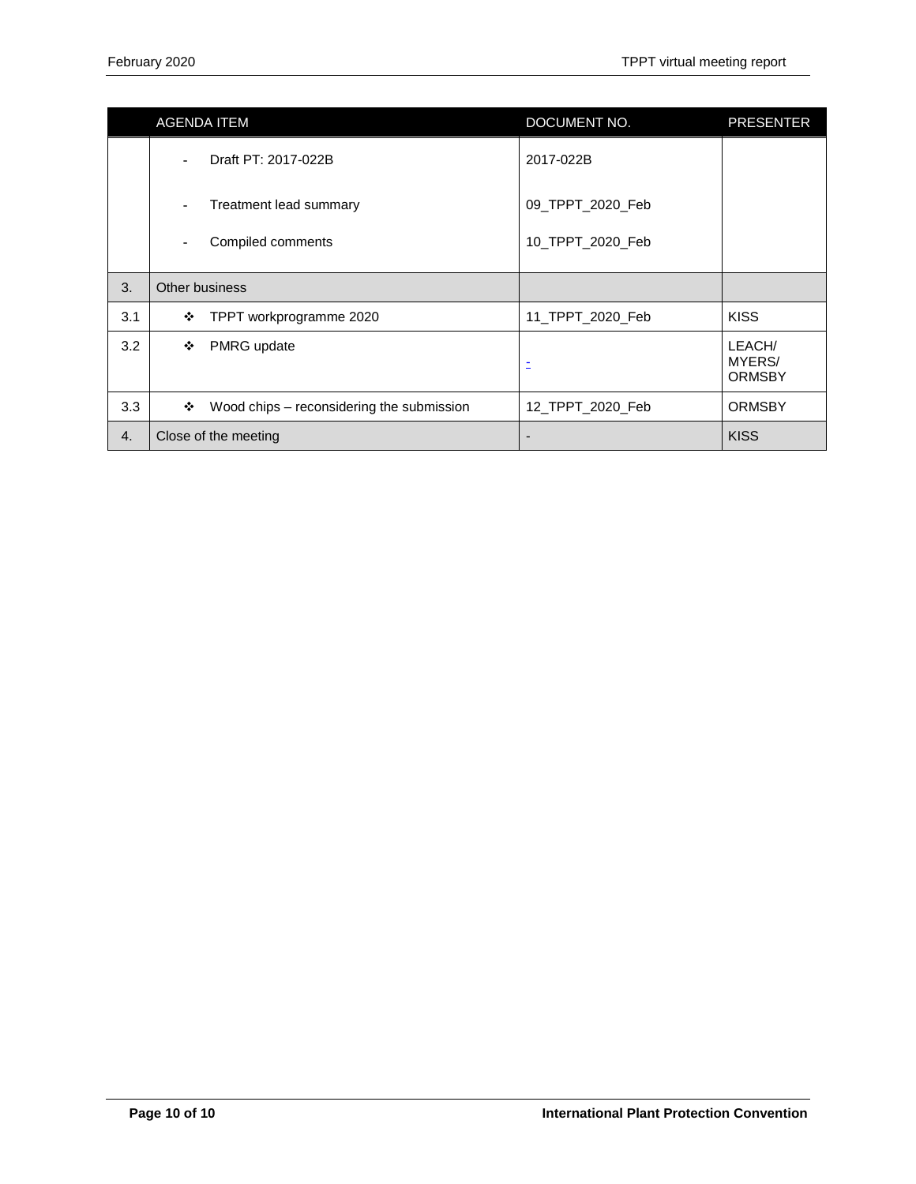| | AGENDA ITEM | DOCUMENT NO. | PRESENTER |
|---|---|---|---|
| | - Draft PT: 2017-022B<br><br>- Treatment lead summary<br><br>- Compiled comments | 2017-022B<br><br>09_TPPT_2020_Feb<br><br>10_TPPT_2020_Feb | |
| 3. | Other business | | |
| 3.1 | ❖ TPPT workprogramme 2020 | 11_TPPT_2020_Feb | KISS |
| 3.2 | ❖ PMRG update | - | LEACH/ MYERS/ ORMSBY |
| 3.3 | ❖ Wood chips – reconsidering the submission | 12_TPPT_2020_Feb | ORMSBY |
| 4. | Close of the meeting | - | KISS |